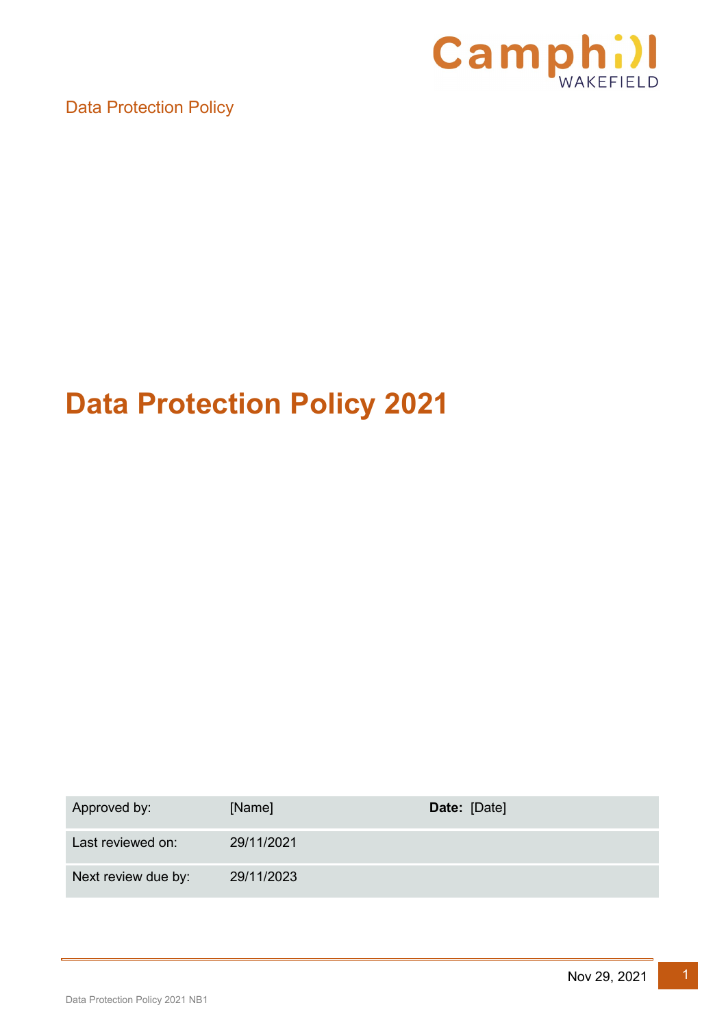Data Protection Policy

# Data Protection Policy 2021

| Approved by: | [Name] | **Date:** [Date] |
| --- | --- | --- |
| Last reviewed on: | 29/11/2021 | |
| Next review due by: | 29/11/2023 | |

Nov 29, 2021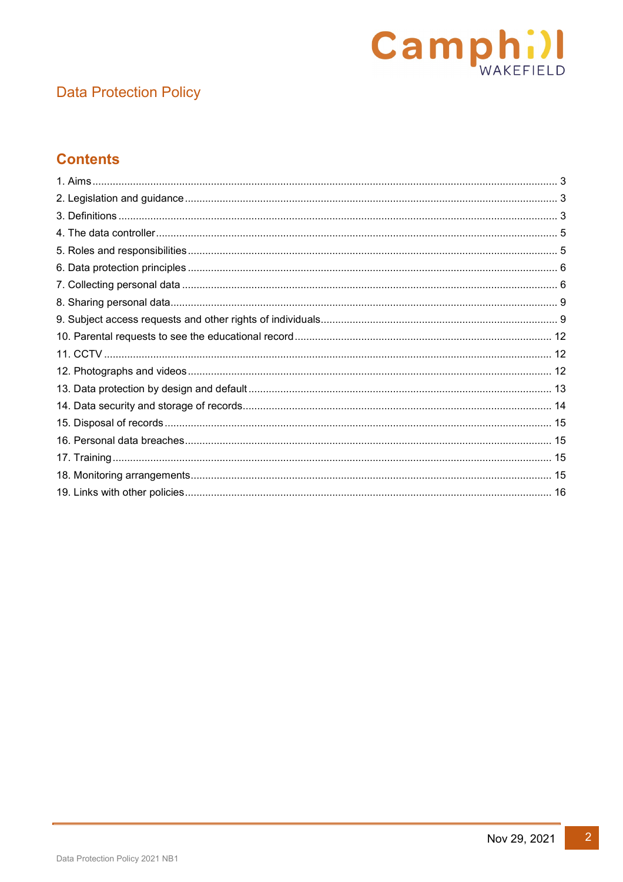Data Protection Policy

## Contents

1. Aims ..... 3
2. Legislation and guidance ..... 3
3. Definitions ..... 3
4. The data controller ..... 5
5. Roles and responsibilities ..... 5
6. Data protection principles ..... 6
7. Collecting personal data ..... 6
8. Sharing personal data ..... 9
9. Subject access requests and other rights of individuals ..... 9
10. Parental requests to see the educational record ..... 12
11. CCTV ..... 12
12. Photographs and videos ..... 12
13. Data protection by design and default ..... 13
14. Data security and storage of records ..... 14
15. Disposal of records ..... 15
16. Personal data breaches ..... 15
17. Training ..... 15
18. Monitoring arrangements ..... 15
19. Links with other policies ..... 16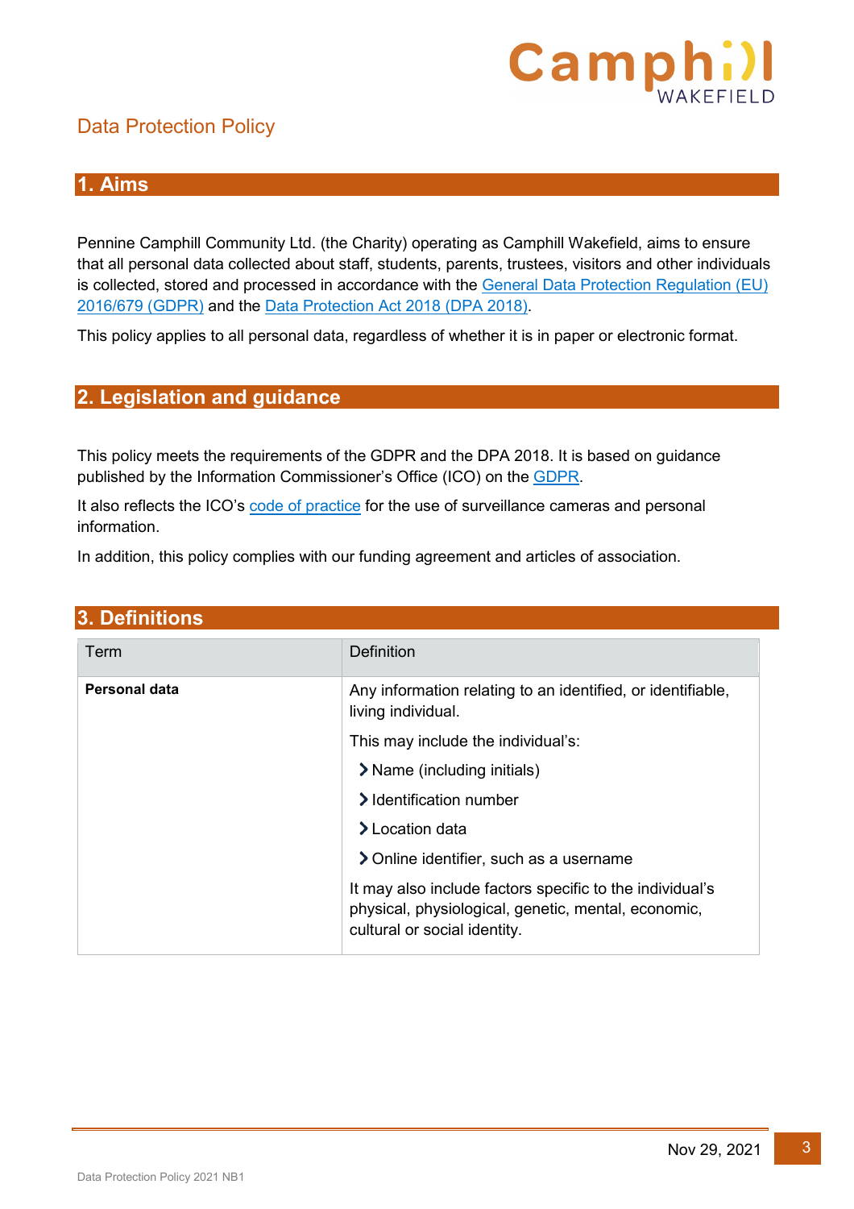## Data Protection Policy

## 1. Aims

Pennine Camphill Community Ltd. (the Charity) operating as Camphill Wakefield, aims to ensure that all personal data collected about staff, students, parents, trustees, visitors and other individuals is collected, stored and processed in accordance with the General Data Protection Regulation (EU) 2016/679 (GDPR) and the Data Protection Act 2018 (DPA 2018).

This policy applies to all personal data, regardless of whether it is in paper or electronic format.

## 2. Legislation and guidance

This policy meets the requirements of the GDPR and the DPA 2018. It is based on guidance published by the Information Commissioner's Office (ICO) on the GDPR.

It also reflects the ICO's code of practice for the use of surveillance cameras and personal information.

In addition, this policy complies with our funding agreement and articles of association.

## 3. Definitions

| Term | Definition |
|---|---|
| **Personal data** | Any information relating to an identified, or identifiable, living individual.<br>This may include the individual's:<br>› Name (including initials)<br>› Identification number<br>› Location data<br>› Online identifier, such as a username<br>It may also include factors specific to the individual's physical, physiological, genetic, mental, economic, cultural or social identity. |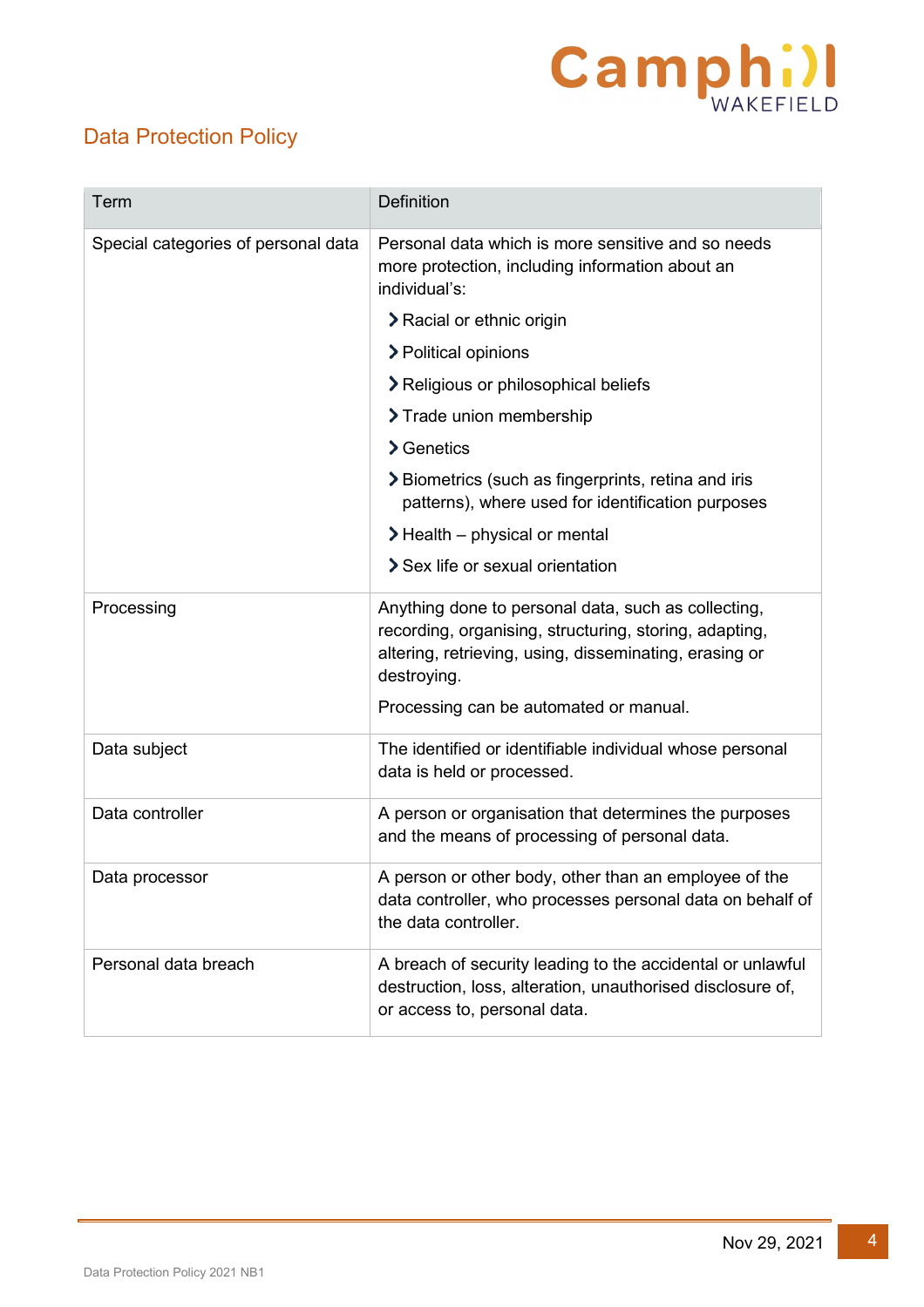| Term | Definition |
| --- | --- |
| Special categories of personal data | Personal data which is more sensitive and so needs more protection, including information about an individual's:<br>› Racial or ethnic origin<br>› Political opinions<br>› Religious or philosophical beliefs<br>› Trade union membership<br>› Genetics<br>› Biometrics (such as fingerprints, retina and iris patterns), where used for identification purposes<br>› Health – physical or mental<br>› Sex life or sexual orientation |
| Processing | Anything done to personal data, such as collecting, recording, organising, structuring, storing, adapting, altering, retrieving, using, disseminating, erasing or destroying.<br>Processing can be automated or manual. |
| Data subject | The identified or identifiable individual whose personal data is held or processed. |
| Data controller | A person or organisation that determines the purposes and the means of processing of personal data. |
| Data processor | A person or other body, other than an employee of the data controller, who processes personal data on behalf of the data controller. |
| Personal data breach | A breach of security leading to the accidental or unlawful destruction, loss, alteration, unauthorised disclosure of, or access to, personal data. |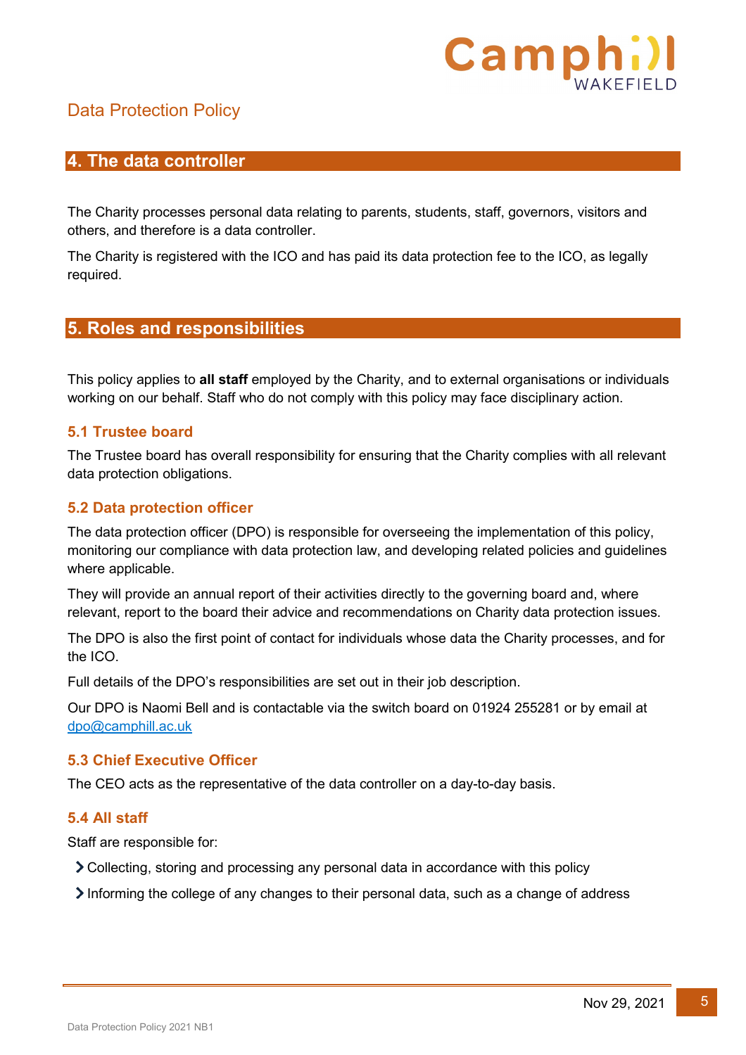## 4. The data controller

The Charity processes personal data relating to parents, students, staff, governors, visitors and others, and therefore is a data controller.

The Charity is registered with the ICO and has paid its data protection fee to the ICO, as legally required.

## 5. Roles and responsibilities

This policy applies to **all staff** employed by the Charity, and to external organisations or individuals working on our behalf. Staff who do not comply with this policy may face disciplinary action.

### 5.1 Trustee board

The Trustee board has overall responsibility for ensuring that the Charity complies with all relevant data protection obligations.

### 5.2 Data protection officer

The data protection officer (DPO) is responsible for overseeing the implementation of this policy, monitoring our compliance with data protection law, and developing related policies and guidelines where applicable.

They will provide an annual report of their activities directly to the governing board and, where relevant, report to the board their advice and recommendations on Charity data protection issues.

The DPO is also the first point of contact for individuals whose data the Charity processes, and for the ICO.

Full details of the DPO's responsibilities are set out in their job description.

Our DPO is Naomi Bell and is contactable via the switch board on 01924 255281 or by email at dpo@camphill.ac.uk

### 5.3 Chief Executive Officer

The CEO acts as the representative of the data controller on a day-to-day basis.

### 5.4 All staff

Staff are responsible for:

- Collecting, storing and processing any personal data in accordance with this policy
- Informing the college of any changes to their personal data, such as a change of address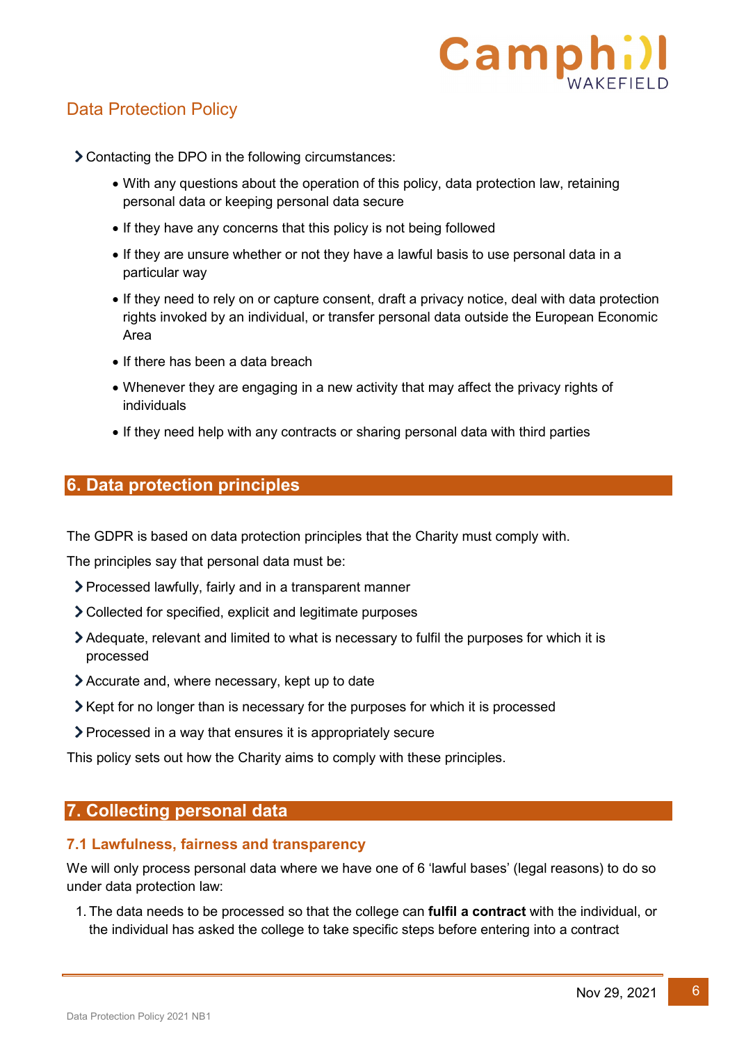- Contacting the DPO in the following circumstances:
  - With any questions about the operation of this policy, data protection law, retaining personal data or keeping personal data secure
  - If they have any concerns that this policy is not being followed
  - If they are unsure whether or not they have a lawful basis to use personal data in a particular way
  - If they need to rely on or capture consent, draft a privacy notice, deal with data protection rights invoked by an individual, or transfer personal data outside the European Economic Area
  - If there has been a data breach
  - Whenever they are engaging in a new activity that may affect the privacy rights of individuals
  - If they need help with any contracts or sharing personal data with third parties

## 6. Data protection principles

The GDPR is based on data protection principles that the Charity must comply with.

The principles say that personal data must be:

- Processed lawfully, fairly and in a transparent manner
- Collected for specified, explicit and legitimate purposes
- Adequate, relevant and limited to what is necessary to fulfil the purposes for which it is processed
- Accurate and, where necessary, kept up to date
- Kept for no longer than is necessary for the purposes for which it is processed
- Processed in a way that ensures it is appropriately secure

This policy sets out how the Charity aims to comply with these principles.

## 7. Collecting personal data

### 7.1 Lawfulness, fairness and transparency

We will only process personal data where we have one of 6 ‘lawful bases’ (legal reasons) to do so under data protection law:

1. The data needs to be processed so that the college can **fulfil a contract** with the individual, or the individual has asked the college to take specific steps before entering into a contract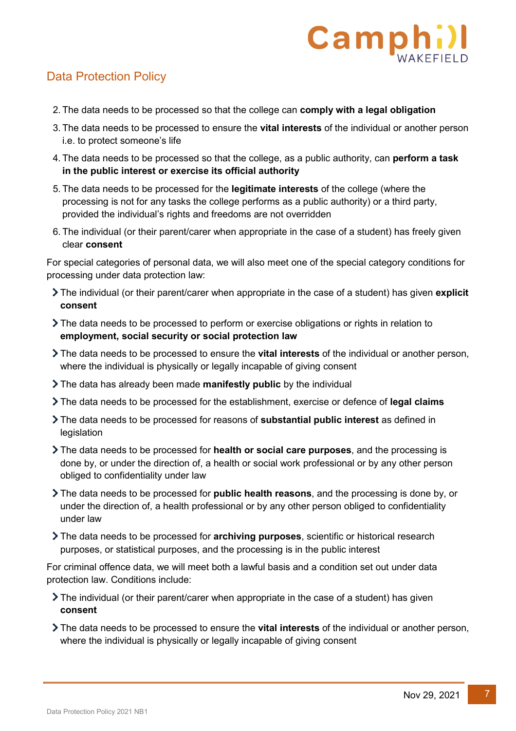2. The data needs to be processed so that the college can **comply with a legal obligation**
3. The data needs to be processed to ensure the **vital interests** of the individual or another person i.e. to protect someone's life
4. The data needs to be processed so that the college, as a public authority, can **perform a task in the public interest or exercise its official authority**
5. The data needs to be processed for the **legitimate interests** of the college (where the processing is not for any tasks the college performs as a public authority) or a third party, provided the individual's rights and freedoms are not overridden
6. The individual (or their parent/carer when appropriate in the case of a student) has freely given clear **consent**

For special categories of personal data, we will also meet one of the special category conditions for processing under data protection law:

- The individual (or their parent/carer when appropriate in the case of a student) has given **explicit consent**
- The data needs to be processed to perform or exercise obligations or rights in relation to **employment, social security or social protection law**
- The data needs to be processed to ensure the **vital interests** of the individual or another person, where the individual is physically or legally incapable of giving consent
- The data has already been made **manifestly public** by the individual
- The data needs to be processed for the establishment, exercise or defence of **legal claims**
- The data needs to be processed for reasons of **substantial public interest** as defined in legislation
- The data needs to be processed for **health or social care purposes**, and the processing is done by, or under the direction of, a health or social work professional or by any other person obliged to confidentiality under law
- The data needs to be processed for **public health reasons**, and the processing is done by, or under the direction of, a health professional or by any other person obliged to confidentiality under law
- The data needs to be processed for **archiving purposes**, scientific or historical research purposes, or statistical purposes, and the processing is in the public interest

For criminal offence data, we will meet both a lawful basis and a condition set out under data protection law. Conditions include:

- The individual (or their parent/carer when appropriate in the case of a student) has given **consent**
- The data needs to be processed to ensure the **vital interests** of the individual or another person, where the individual is physically or legally incapable of giving consent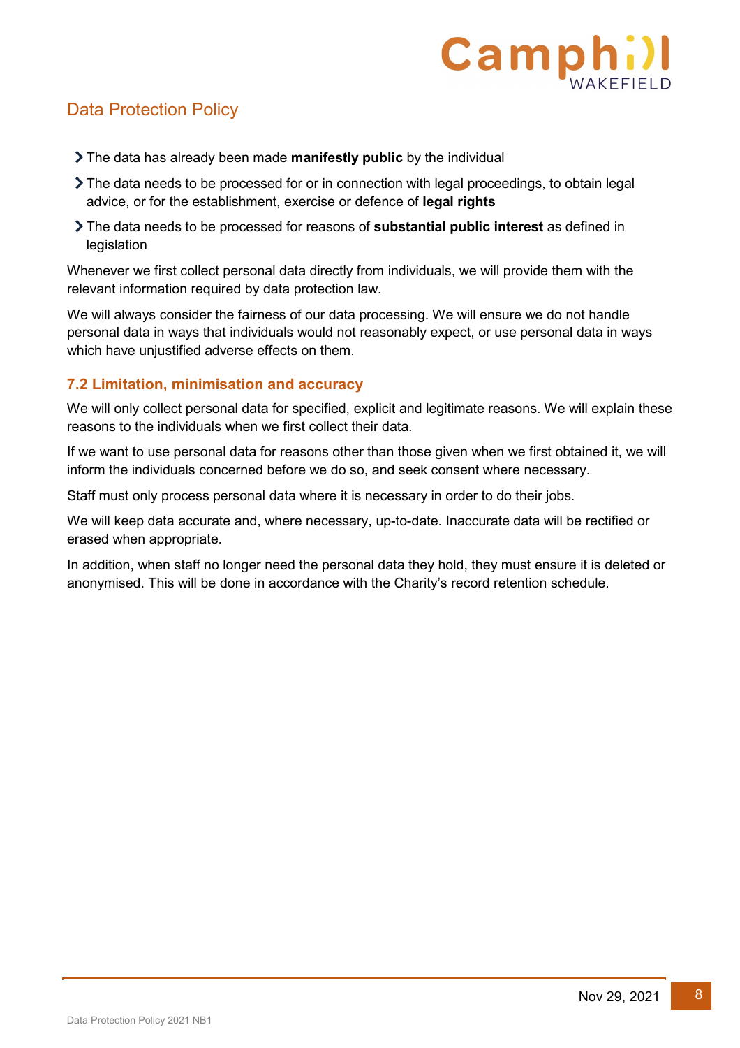- The data has already been made **manifestly public** by the individual
- The data needs to be processed for or in connection with legal proceedings, to obtain legal advice, or for the establishment, exercise or defence of **legal rights**
- The data needs to be processed for reasons of **substantial public interest** as defined in legislation

Whenever we first collect personal data directly from individuals, we will provide them with the relevant information required by data protection law.

We will always consider the fairness of our data processing. We will ensure we do not handle personal data in ways that individuals would not reasonably expect, or use personal data in ways which have unjustified adverse effects on them.

### 7.2 Limitation, minimisation and accuracy

We will only collect personal data for specified, explicit and legitimate reasons. We will explain these reasons to the individuals when we first collect their data.

If we want to use personal data for reasons other than those given when we first obtained it, we will inform the individuals concerned before we do so, and seek consent where necessary.

Staff must only process personal data where it is necessary in order to do their jobs.

We will keep data accurate and, where necessary, up-to-date. Inaccurate data will be rectified or erased when appropriate.

In addition, when staff no longer need the personal data they hold, they must ensure it is deleted or anonymised. This will be done in accordance with the Charity's record retention schedule.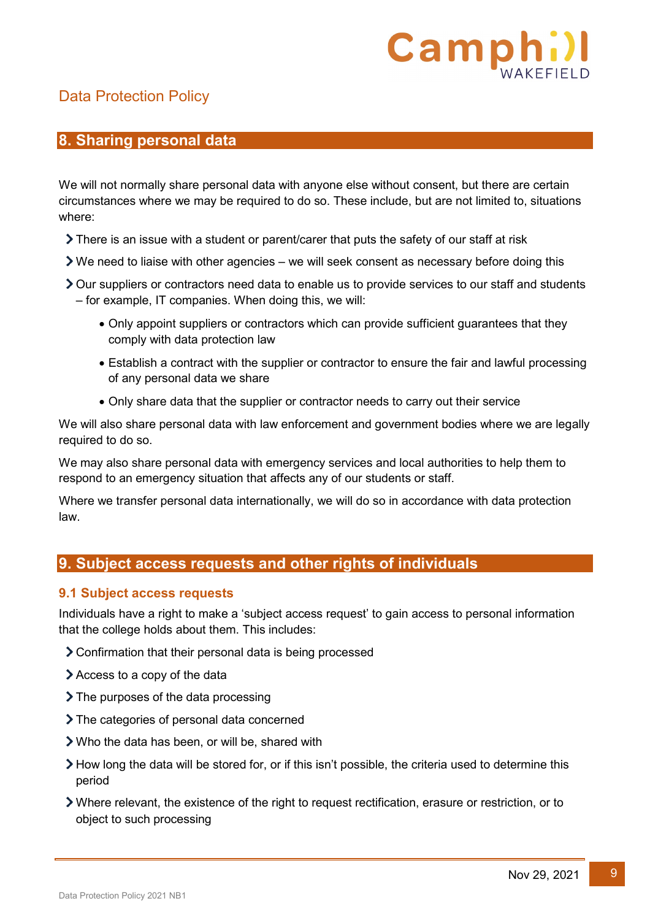## 8. Sharing personal data

We will not normally share personal data with anyone else without consent, but there are certain circumstances where we may be required to do so. These include, but are not limited to, situations where:

- There is an issue with a student or parent/carer that puts the safety of our staff at risk
- We need to liaise with other agencies – we will seek consent as necessary before doing this
- Our suppliers or contractors need data to enable us to provide services to our staff and students – for example, IT companies. When doing this, we will:
    - Only appoint suppliers or contractors which can provide sufficient guarantees that they comply with data protection law
    - Establish a contract with the supplier or contractor to ensure the fair and lawful processing of any personal data we share
    - Only share data that the supplier or contractor needs to carry out their service

We will also share personal data with law enforcement and government bodies where we are legally required to do so.

We may also share personal data with emergency services and local authorities to help them to respond to an emergency situation that affects any of our students or staff.

Where we transfer personal data internationally, we will do so in accordance with data protection law.

## 9. Subject access requests and other rights of individuals

### 9.1 Subject access requests

Individuals have a right to make a 'subject access request' to gain access to personal information that the college holds about them. This includes:

- Confirmation that their personal data is being processed
- Access to a copy of the data
- The purposes of the data processing
- The categories of personal data concerned
- Who the data has been, or will be, shared with
- How long the data will be stored for, or if this isn't possible, the criteria used to determine this period
- Where relevant, the existence of the right to request rectification, erasure or restriction, or to object to such processing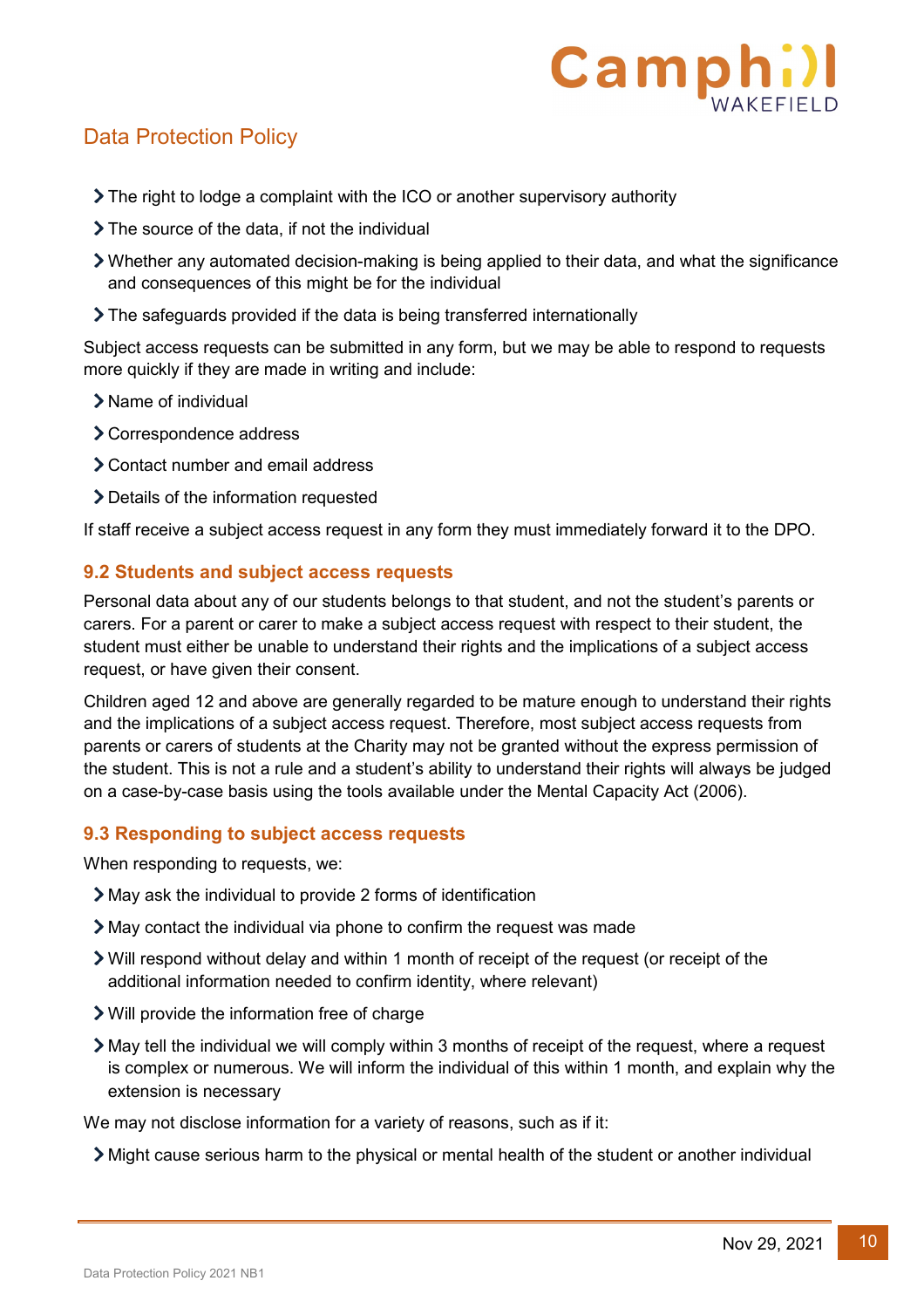- The right to lodge a complaint with the ICO or another supervisory authority
- The source of the data, if not the individual
- Whether any automated decision-making is being applied to their data, and what the significance and consequences of this might be for the individual
- The safeguards provided if the data is being transferred internationally

Subject access requests can be submitted in any form, but we may be able to respond to requests more quickly if they are made in writing and include:

- Name of individual
- Correspondence address
- Contact number and email address
- Details of the information requested

If staff receive a subject access request in any form they must immediately forward it to the DPO.

### 9.2 Students and subject access requests

Personal data about any of our students belongs to that student, and not the student's parents or carers. For a parent or carer to make a subject access request with respect to their student, the student must either be unable to understand their rights and the implications of a subject access request, or have given their consent.

Children aged 12 and above are generally regarded to be mature enough to understand their rights and the implications of a subject access request. Therefore, most subject access requests from parents or carers of students at the Charity may not be granted without the express permission of the student. This is not a rule and a student's ability to understand their rights will always be judged on a case-by-case basis using the tools available under the Mental Capacity Act (2006).

### 9.3 Responding to subject access requests

When responding to requests, we:

- May ask the individual to provide 2 forms of identification
- May contact the individual via phone to confirm the request was made
- Will respond without delay and within 1 month of receipt of the request (or receipt of the additional information needed to confirm identity, where relevant)
- Will provide the information free of charge
- May tell the individual we will comply within 3 months of receipt of the request, where a request is complex or numerous. We will inform the individual of this within 1 month, and explain why the extension is necessary

We may not disclose information for a variety of reasons, such as if it:

- Might cause serious harm to the physical or mental health of the student or another individual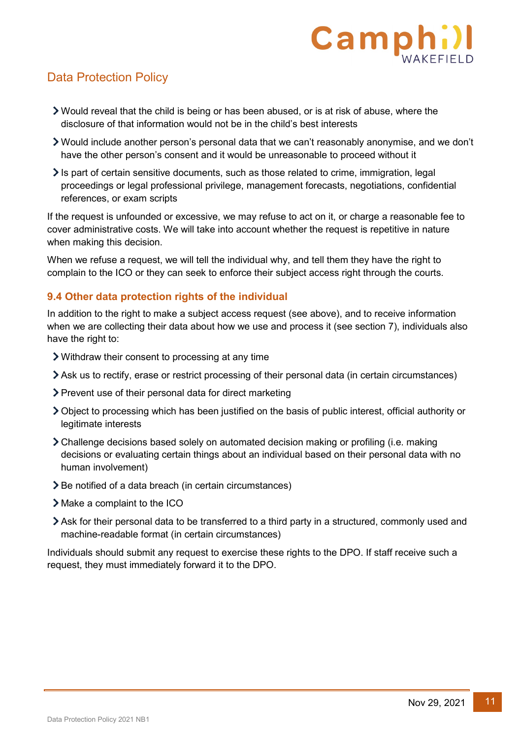- Would reveal that the child is being or has been abused, or is at risk of abuse, where the disclosure of that information would not be in the child's best interests
- Would include another person's personal data that we can't reasonably anonymise, and we don't have the other person's consent and it would be unreasonable to proceed without it
- Is part of certain sensitive documents, such as those related to crime, immigration, legal proceedings or legal professional privilege, management forecasts, negotiations, confidential references, or exam scripts

If the request is unfounded or excessive, we may refuse to act on it, or charge a reasonable fee to cover administrative costs. We will take into account whether the request is repetitive in nature when making this decision.

When we refuse a request, we will tell the individual why, and tell them they have the right to complain to the ICO or they can seek to enforce their subject access right through the courts.

### 9.4 Other data protection rights of the individual

In addition to the right to make a subject access request (see above), and to receive information when we are collecting their data about how we use and process it (see section 7), individuals also have the right to:

- Withdraw their consent to processing at any time
- Ask us to rectify, erase or restrict processing of their personal data (in certain circumstances)
- Prevent use of their personal data for direct marketing
- Object to processing which has been justified on the basis of public interest, official authority or legitimate interests
- Challenge decisions based solely on automated decision making or profiling (i.e. making decisions or evaluating certain things about an individual based on their personal data with no human involvement)
- Be notified of a data breach (in certain circumstances)
- Make a complaint to the ICO
- Ask for their personal data to be transferred to a third party in a structured, commonly used and machine-readable format (in certain circumstances)

Individuals should submit any request to exercise these rights to the DPO. If staff receive such a request, they must immediately forward it to the DPO.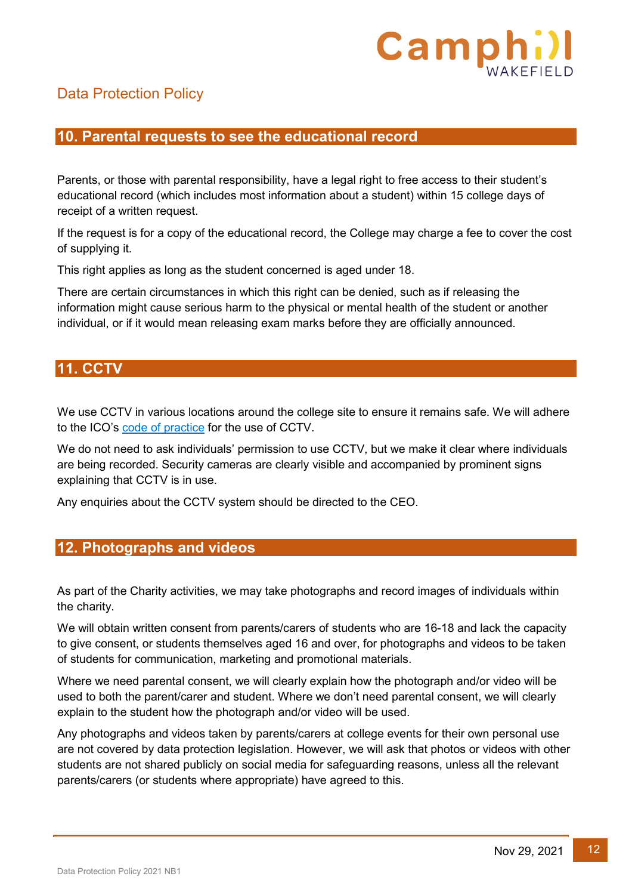## 10. Parental requests to see the educational record

Parents, or those with parental responsibility, have a legal right to free access to their student's educational record (which includes most information about a student) within 15 college days of receipt of a written request.

If the request is for a copy of the educational record, the College may charge a fee to cover the cost of supplying it.

This right applies as long as the student concerned is aged under 18.

There are certain circumstances in which this right can be denied, such as if releasing the information might cause serious harm to the physical or mental health of the student or another individual, or if it would mean releasing exam marks before they are officially announced.

## 11. CCTV

We use CCTV in various locations around the college site to ensure it remains safe. We will adhere to the ICO's code of practice for the use of CCTV.

We do not need to ask individuals' permission to use CCTV, but we make it clear where individuals are being recorded. Security cameras are clearly visible and accompanied by prominent signs explaining that CCTV is in use.

Any enquiries about the CCTV system should be directed to the CEO.

## 12. Photographs and videos

As part of the Charity activities, we may take photographs and record images of individuals within the charity.

We will obtain written consent from parents/carers of students who are 16-18 and lack the capacity to give consent, or students themselves aged 16 and over, for photographs and videos to be taken of students for communication, marketing and promotional materials.

Where we need parental consent, we will clearly explain how the photograph and/or video will be used to both the parent/carer and student. Where we don't need parental consent, we will clearly explain to the student how the photograph and/or video will be used.

Any photographs and videos taken by parents/carers at college events for their own personal use are not covered by data protection legislation. However, we will ask that photos or videos with other students are not shared publicly on social media for safeguarding reasons, unless all the relevant parents/carers (or students where appropriate) have agreed to this.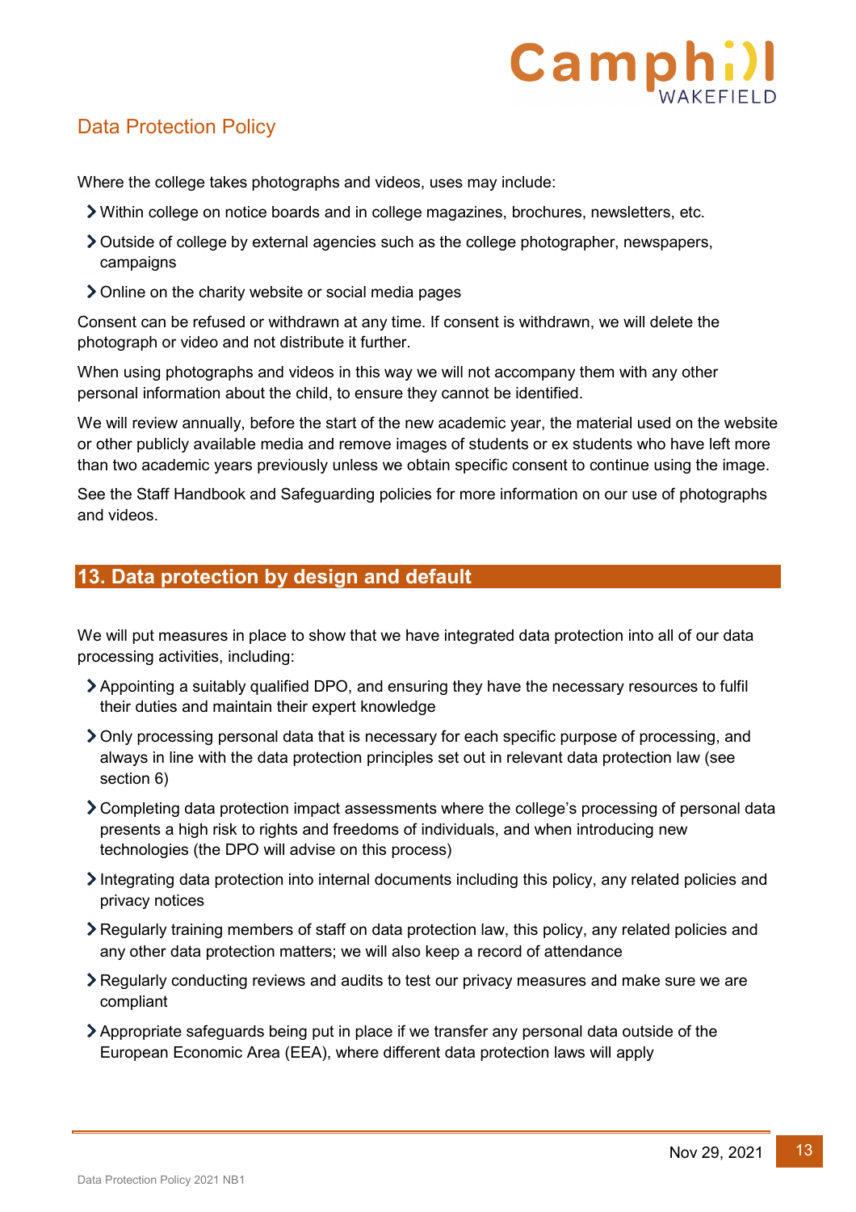Where the college takes photographs and videos, uses may include:

- Within college on notice boards and in college magazines, brochures, newsletters, etc.
- Outside of college by external agencies such as the college photographer, newspapers, campaigns
- Online on the charity website or social media pages

Consent can be refused or withdrawn at any time. If consent is withdrawn, we will delete the photograph or video and not distribute it further.

When using photographs and videos in this way we will not accompany them with any other personal information about the child, to ensure they cannot be identified.

We will review annually, before the start of the new academic year, the material used on the website or other publicly available media and remove images of students or ex students who have left more than two academic years previously unless we obtain specific consent to continue using the image.

See the Staff Handbook and Safeguarding policies for more information on our use of photographs and videos.

## 13. Data protection by design and default

We will put measures in place to show that we have integrated data protection into all of our data processing activities, including:

- Appointing a suitably qualified DPO, and ensuring they have the necessary resources to fulfil their duties and maintain their expert knowledge
- Only processing personal data that is necessary for each specific purpose of processing, and always in line with the data protection principles set out in relevant data protection law (see section 6)
- Completing data protection impact assessments where the college's processing of personal data presents a high risk to rights and freedoms of individuals, and when introducing new technologies (the DPO will advise on this process)
- Integrating data protection into internal documents including this policy, any related policies and privacy notices
- Regularly training members of staff on data protection law, this policy, any related policies and any other data protection matters; we will also keep a record of attendance
- Regularly conducting reviews and audits to test our privacy measures and make sure we are compliant
- Appropriate safeguards being put in place if we transfer any personal data outside of the European Economic Area (EEA), where different data protection laws will apply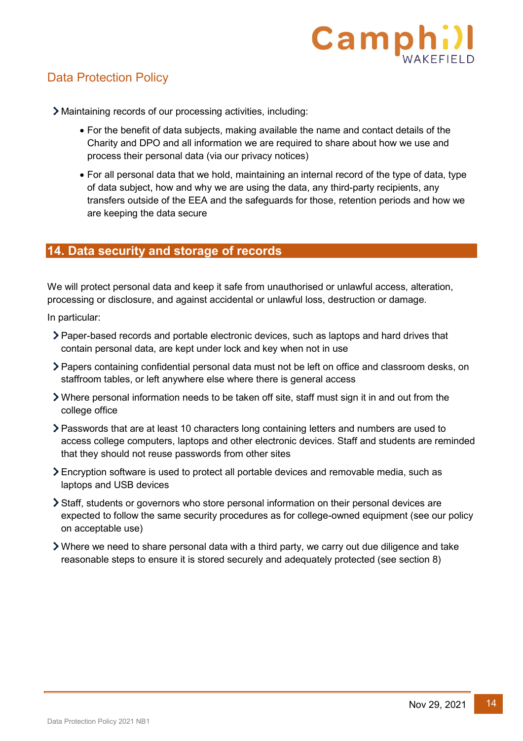- Maintaining records of our processing activities, including:
  - For the benefit of data subjects, making available the name and contact details of the Charity and DPO and all information we are required to share about how we use and process their personal data (via our privacy notices)
  - For all personal data that we hold, maintaining an internal record of the type of data, type of data subject, how and why we are using the data, any third-party recipients, any transfers outside of the EEA and the safeguards for those, retention periods and how we are keeping the data secure

## 14. Data security and storage of records

We will protect personal data and keep it safe from unauthorised or unlawful access, alteration, processing or disclosure, and against accidental or unlawful loss, destruction or damage.

In particular:

- Paper-based records and portable electronic devices, such as laptops and hard drives that contain personal data, are kept under lock and key when not in use
- Papers containing confidential personal data must not be left on office and classroom desks, on staffroom tables, or left anywhere else where there is general access
- Where personal information needs to be taken off site, staff must sign it in and out from the college office
- Passwords that are at least 10 characters long containing letters and numbers are used to access college computers, laptops and other electronic devices. Staff and students are reminded that they should not reuse passwords from other sites
- Encryption software is used to protect all portable devices and removable media, such as laptops and USB devices
- Staff, students or governors who store personal information on their personal devices are expected to follow the same security procedures as for college-owned equipment (see our policy on acceptable use)
- Where we need to share personal data with a third party, we carry out due diligence and take reasonable steps to ensure it is stored securely and adequately protected (see section 8)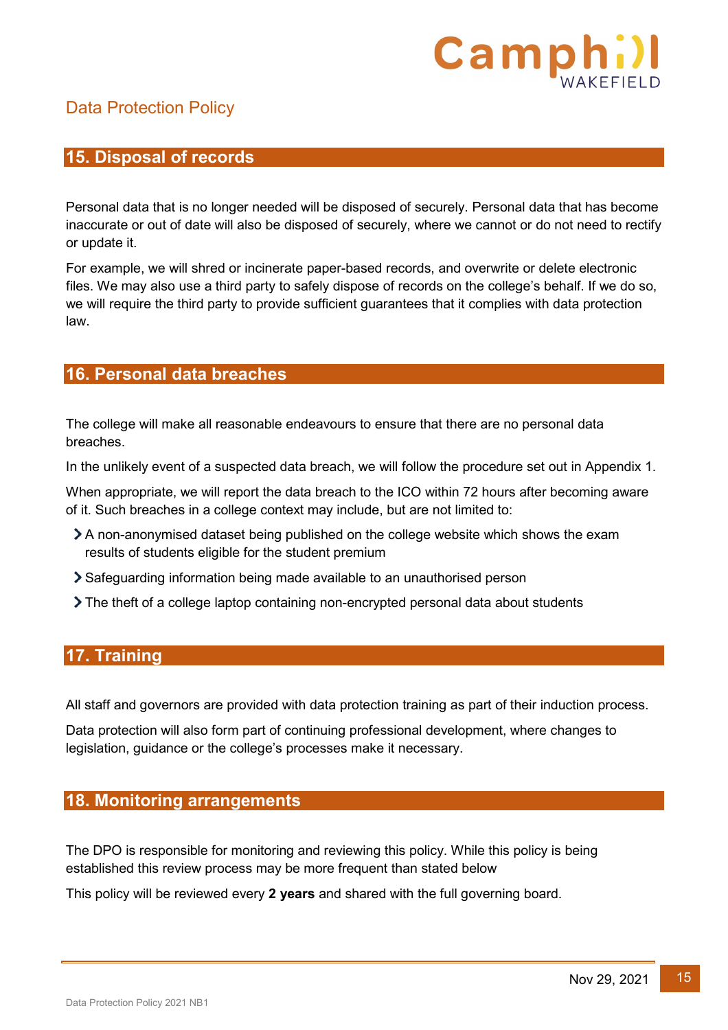## 15. Disposal of records

Personal data that is no longer needed will be disposed of securely. Personal data that has become inaccurate or out of date will also be disposed of securely, where we cannot or do not need to rectify or update it.

For example, we will shred or incinerate paper-based records, and overwrite or delete electronic files. We may also use a third party to safely dispose of records on the college's behalf. If we do so, we will require the third party to provide sufficient guarantees that it complies with data protection law.

## 16. Personal data breaches

The college will make all reasonable endeavours to ensure that there are no personal data breaches.

In the unlikely event of a suspected data breach, we will follow the procedure set out in Appendix 1.

When appropriate, we will report the data breach to the ICO within 72 hours after becoming aware of it. Such breaches in a college context may include, but are not limited to:

- A non-anonymised dataset being published on the college website which shows the exam results of students eligible for the student premium
- Safeguarding information being made available to an unauthorised person
- The theft of a college laptop containing non-encrypted personal data about students

## 17. Training

All staff and governors are provided with data protection training as part of their induction process.

Data protection will also form part of continuing professional development, where changes to legislation, guidance or the college's processes make it necessary.

## 18. Monitoring arrangements

The DPO is responsible for monitoring and reviewing this policy. While this policy is being established this review process may be more frequent than stated below

This policy will be reviewed every **2 years** and shared with the full governing board.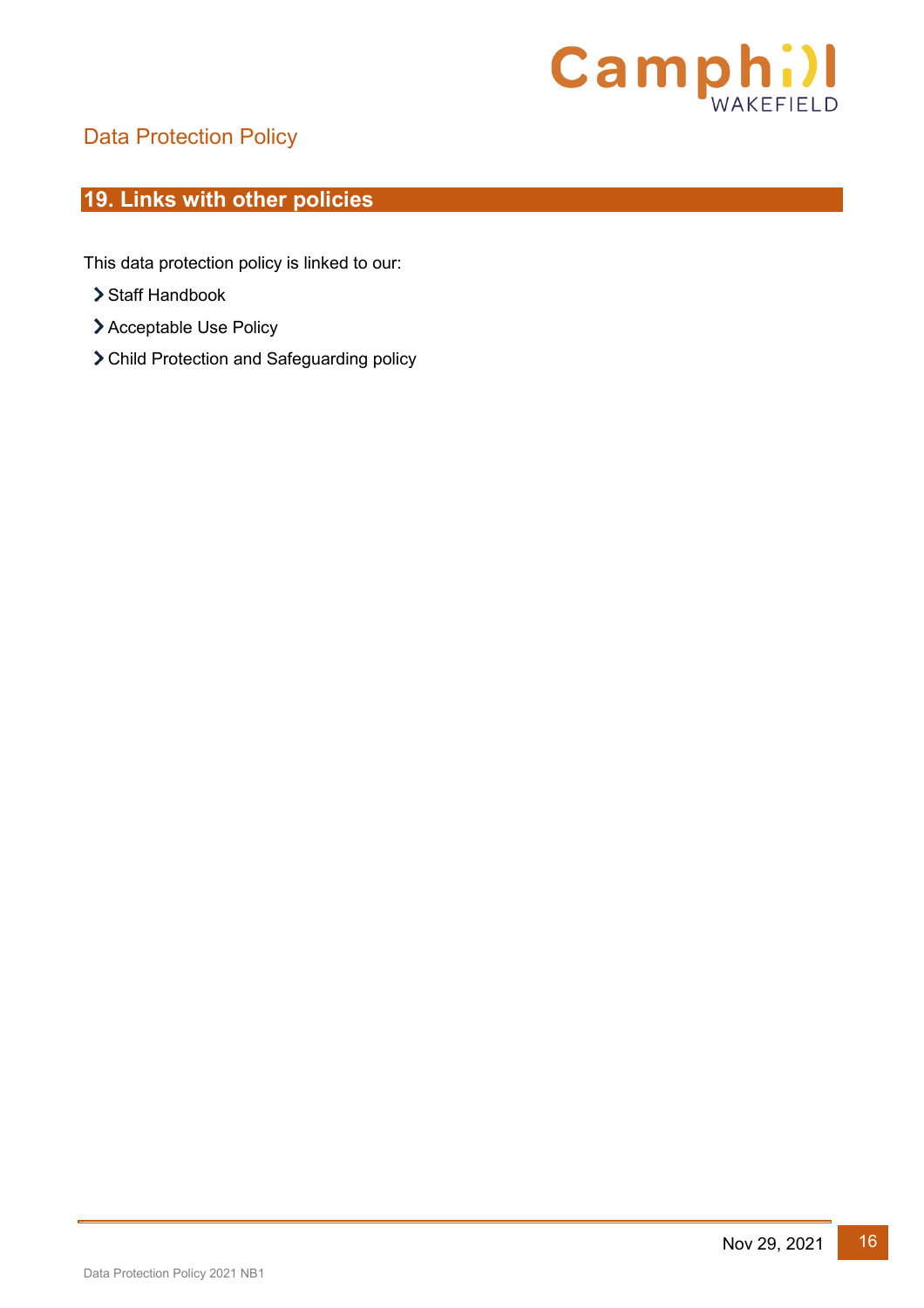## 19. Links with other policies

This data protection policy is linked to our:

- Staff Handbook
- Acceptable Use Policy
- Child Protection and Safeguarding policy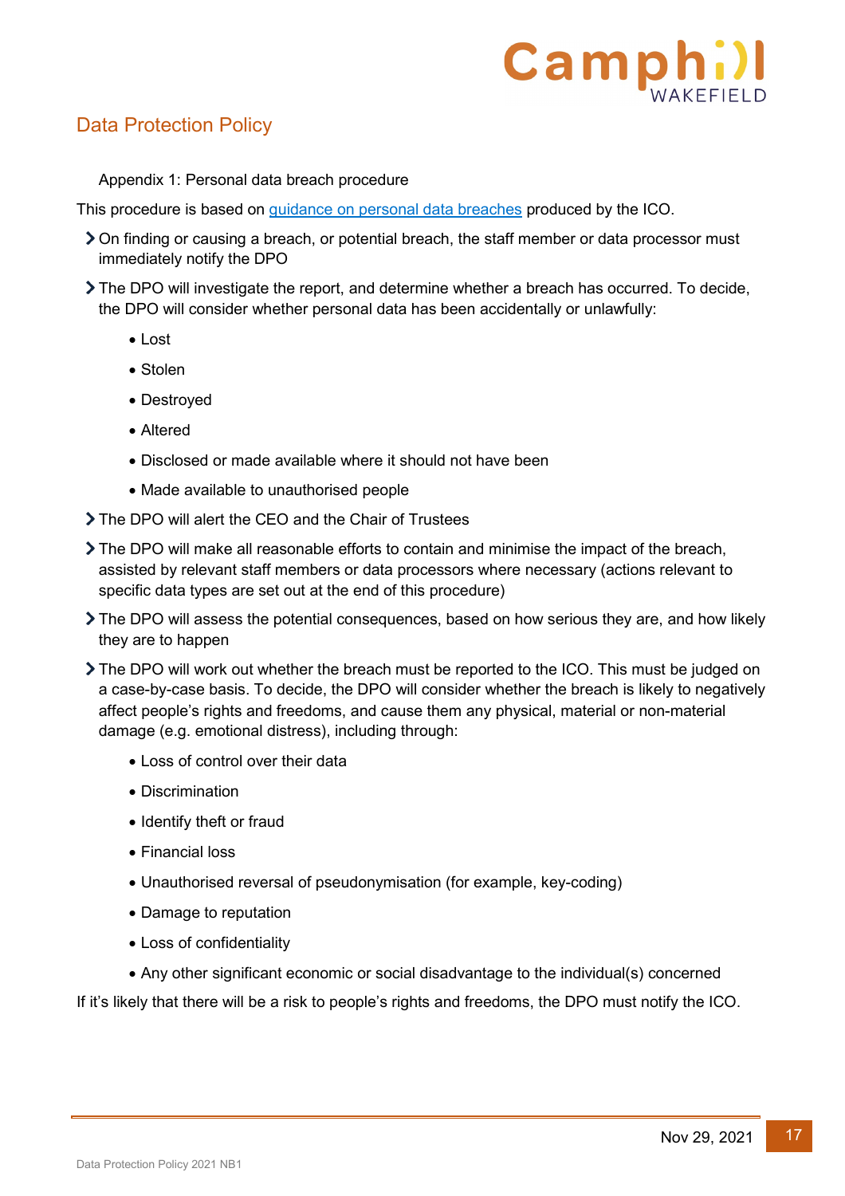## Data Protection Policy

Appendix 1: Personal data breach procedure

This procedure is based on [guidance on personal data breaches] produced by the ICO.

- On finding or causing a breach, or potential breach, the staff member or data processor must immediately notify the DPO
- The DPO will investigate the report, and determine whether a breach has occurred. To decide, the DPO will consider whether personal data has been accidentally or unlawfully:
  - Lost
  - Stolen
  - Destroyed
  - Altered
  - Disclosed or made available where it should not have been
  - Made available to unauthorised people
- The DPO will alert the CEO and the Chair of Trustees
- The DPO will make all reasonable efforts to contain and minimise the impact of the breach, assisted by relevant staff members or data processors where necessary (actions relevant to specific data types are set out at the end of this procedure)
- The DPO will assess the potential consequences, based on how serious they are, and how likely they are to happen
- The DPO will work out whether the breach must be reported to the ICO. This must be judged on a case-by-case basis. To decide, the DPO will consider whether the breach is likely to negatively affect people's rights and freedoms, and cause them any physical, material or non-material damage (e.g. emotional distress), including through:
  - Loss of control over their data
  - Discrimination
  - Identify theft or fraud
  - Financial loss
  - Unauthorised reversal of pseudonymisation (for example, key-coding)
  - Damage to reputation
  - Loss of confidentiality
  - Any other significant economic or social disadvantage to the individual(s) concerned

If it's likely that there will be a risk to people's rights and freedoms, the DPO must notify the ICO.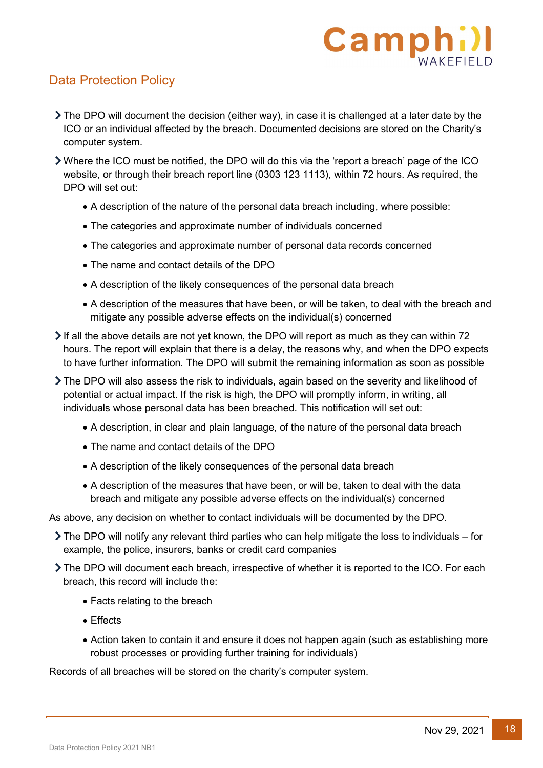## Data Protection Policy

- The DPO will document the decision (either way), in case it is challenged at a later date by the ICO or an individual affected by the breach. Documented decisions are stored on the Charity's computer system.
- Where the ICO must be notified, the DPO will do this via the 'report a breach' page of the ICO website, or through their breach report line (0303 123 1113), within 72 hours. As required, the DPO will set out:
  - A description of the nature of the personal data breach including, where possible:
  - The categories and approximate number of individuals concerned
  - The categories and approximate number of personal data records concerned
  - The name and contact details of the DPO
  - A description of the likely consequences of the personal data breach
  - A description of the measures that have been, or will be taken, to deal with the breach and mitigate any possible adverse effects on the individual(s) concerned
- If all the above details are not yet known, the DPO will report as much as they can within 72 hours. The report will explain that there is a delay, the reasons why, and when the DPO expects to have further information. The DPO will submit the remaining information as soon as possible
- The DPO will also assess the risk to individuals, again based on the severity and likelihood of potential or actual impact. If the risk is high, the DPO will promptly inform, in writing, all individuals whose personal data has been breached. This notification will set out:
  - A description, in clear and plain language, of the nature of the personal data breach
  - The name and contact details of the DPO
  - A description of the likely consequences of the personal data breach
  - A description of the measures that have been, or will be, taken to deal with the data breach and mitigate any possible adverse effects on the individual(s) concerned

As above, any decision on whether to contact individuals will be documented by the DPO.

- The DPO will notify any relevant third parties who can help mitigate the loss to individuals – for example, the police, insurers, banks or credit card companies
- The DPO will document each breach, irrespective of whether it is reported to the ICO. For each breach, this record will include the:
  - Facts relating to the breach
  - Effects
  - Action taken to contain it and ensure it does not happen again (such as establishing more robust processes or providing further training for individuals)

Records of all breaches will be stored on the charity's computer system.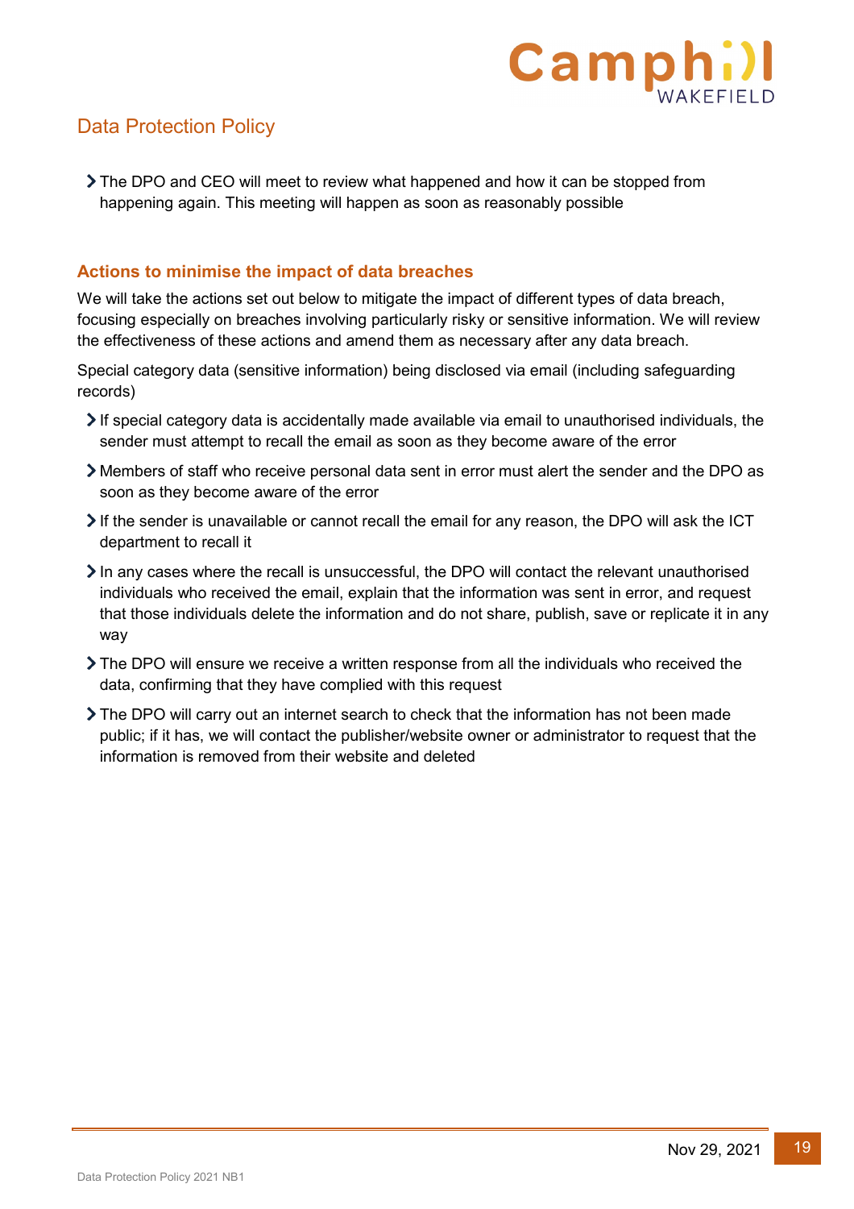- The DPO and CEO will meet to review what happened and how it can be stopped from happening again. This meeting will happen as soon as reasonably possible

### Actions to minimise the impact of data breaches

We will take the actions set out below to mitigate the impact of different types of data breach, focusing especially on breaches involving particularly risky or sensitive information. We will review the effectiveness of these actions and amend them as necessary after any data breach.

Special category data (sensitive information) being disclosed via email (including safeguarding records)

- If special category data is accidentally made available via email to unauthorised individuals, the sender must attempt to recall the email as soon as they become aware of the error
- Members of staff who receive personal data sent in error must alert the sender and the DPO as soon as they become aware of the error
- If the sender is unavailable or cannot recall the email for any reason, the DPO will ask the ICT department to recall it
- In any cases where the recall is unsuccessful, the DPO will contact the relevant unauthorised individuals who received the email, explain that the information was sent in error, and request that those individuals delete the information and do not share, publish, save or replicate it in any way
- The DPO will ensure we receive a written response from all the individuals who received the data, confirming that they have complied with this request
- The DPO will carry out an internet search to check that the information has not been made public; if it has, we will contact the publisher/website owner or administrator to request that the information is removed from their website and deleted